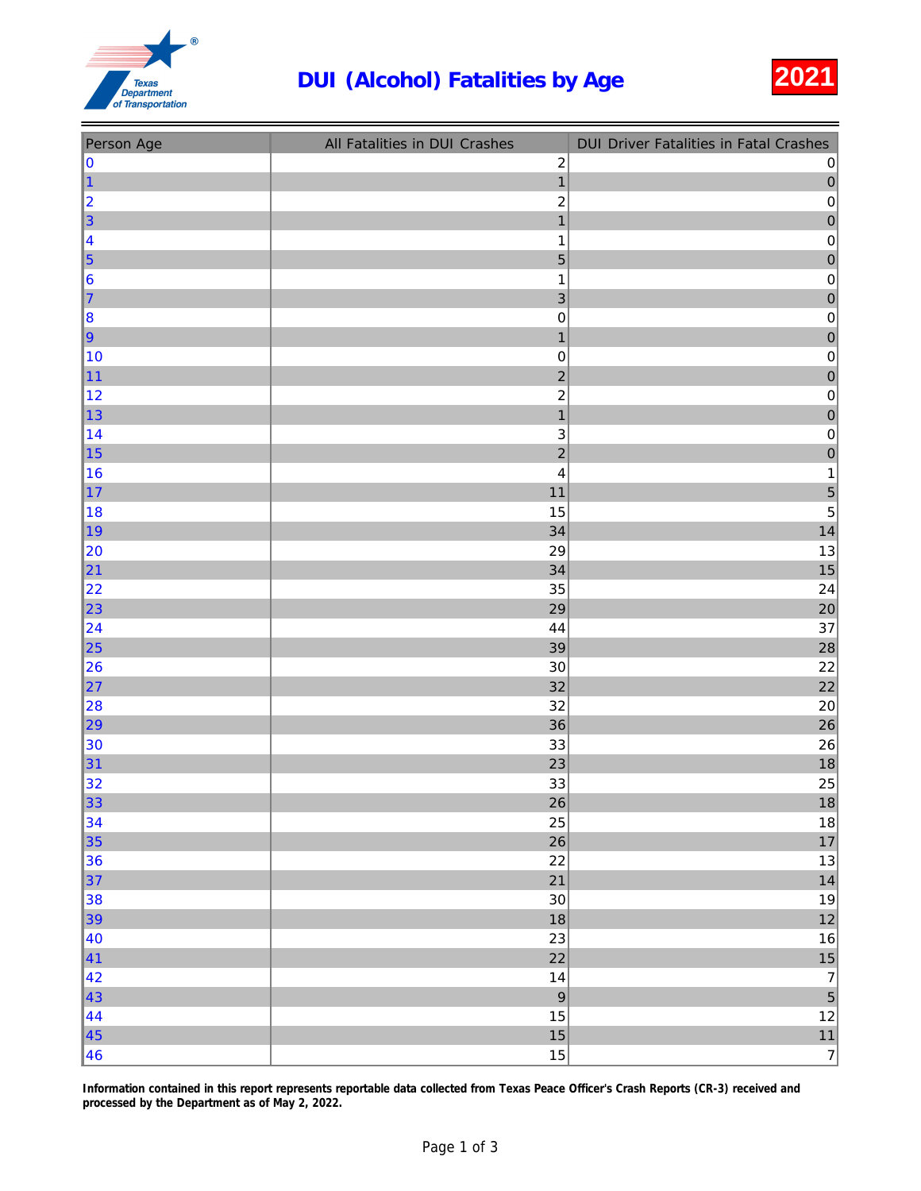# DUI (Alcohol) Fatalities by Age

**2021**

| Person Age | All Fatalities in DUI Crashes | DUI Driver Fatalities in Fatal Crashes |
|---|---|---|
| 0 | 2 | 0 |
| 1 | 1 | 0 |
| 2 | 2 | 0 |
| 3 | 1 | 0 |
| 4 | 1 | 0 |
| 5 | 5 | 0 |
| 6 | 1 | 0 |
| 7 | 3 | 0 |
| 8 | 0 | 0 |
| 9 | 1 | 0 |
| 10 | 0 | 0 |
| 11 | 2 | 0 |
| 12 | 2 | 0 |
| 13 | 1 | 0 |
| 14 | 3 | 0 |
| 15 | 2 | 0 |
| 16 | 4 | 1 |
| 17 | 11 | 5 |
| 18 | 15 | 5 |
| 19 | 34 | 14 |
| 20 | 29 | 13 |
| 21 | 34 | 15 |
| 22 | 35 | 24 |
| 23 | 29 | 20 |
| 24 | 44 | 37 |
| 25 | 39 | 28 |
| 26 | 30 | 22 |
| 27 | 32 | 22 |
| 28 | 32 | 20 |
| 29 | 36 | 26 |
| 30 | 33 | 26 |
| 31 | 23 | 18 |
| 32 | 33 | 25 |
| 33 | 26 | 18 |
| 34 | 25 | 18 |
| 35 | 26 | 17 |
| 36 | 22 | 13 |
| 37 | 21 | 14 |
| 38 | 30 | 19 |
| 39 | 18 | 12 |
| 40 | 23 | 16 |
| 41 | 22 | 15 |
| 42 | 14 | 7 |
| 43 | 9 | 5 |
| 44 | 15 | 12 |
| 45 | 15 | 11 |
| 46 | 15 | 7 |

**Information contained in this report represents reportable data collected from Texas Peace Officer's Crash Reports (CR-3) received and processed by the Department as of May 2, 2022.**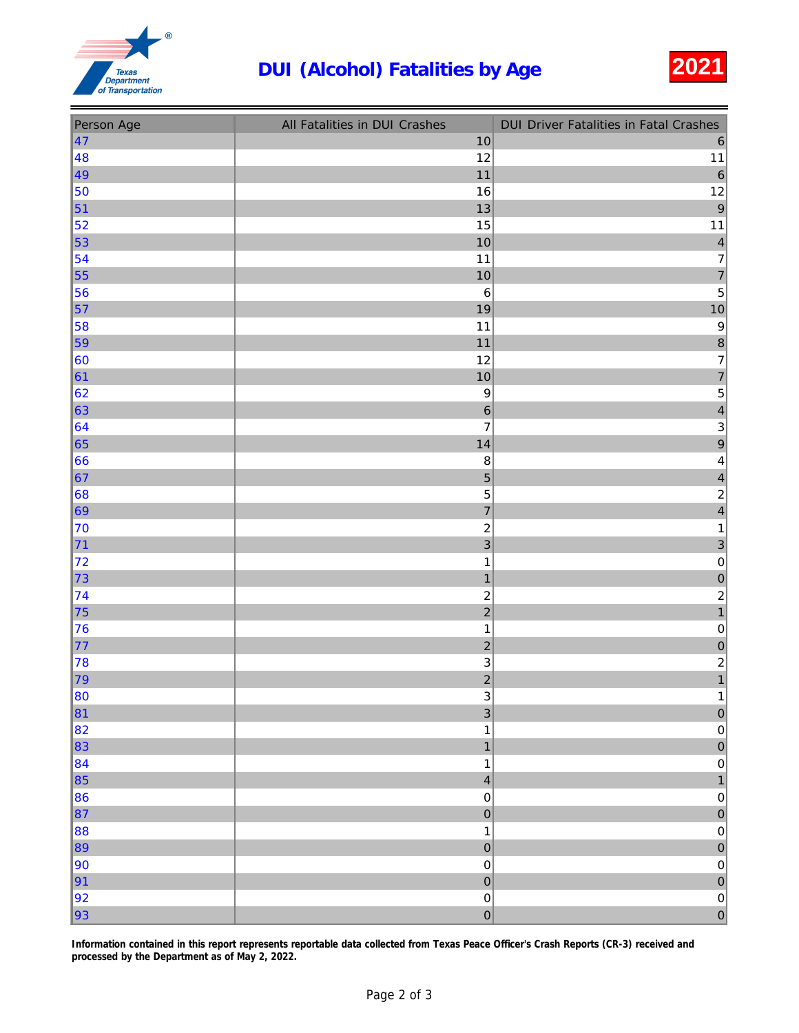# DUI (Alcohol) Fatalities by Age

**2021**

| Person Age | All Fatalities in DUI Crashes | DUI Driver Fatalities in Fatal Crashes |
|---|---|---|
| 47 | 10 | 6 |
| 48 | 12 | 11 |
| 49 | 11 | 6 |
| 50 | 16 | 12 |
| 51 | 13 | 9 |
| 52 | 15 | 11 |
| 53 | 10 | 4 |
| 54 | 11 | 7 |
| 55 | 10 | 7 |
| 56 | 6 | 5 |
| 57 | 19 | 10 |
| 58 | 11 | 9 |
| 59 | 11 | 8 |
| 60 | 12 | 7 |
| 61 | 10 | 7 |
| 62 | 9 | 5 |
| 63 | 6 | 4 |
| 64 | 7 | 3 |
| 65 | 14 | 9 |
| 66 | 8 | 4 |
| 67 | 5 | 4 |
| 68 | 5 | 2 |
| 69 | 7 | 4 |
| 70 | 2 | 1 |
| 71 | 3 | 3 |
| 72 | 1 | 0 |
| 73 | 1 | 0 |
| 74 | 2 | 2 |
| 75 | 2 | 1 |
| 76 | 1 | 0 |
| 77 | 2 | 0 |
| 78 | 3 | 2 |
| 79 | 2 | 1 |
| 80 | 3 | 1 |
| 81 | 3 | 0 |
| 82 | 1 | 0 |
| 83 | 1 | 0 |
| 84 | 1 | 0 |
| 85 | 4 | 1 |
| 86 | 0 | 0 |
| 87 | 0 | 0 |
| 88 | 1 | 0 |
| 89 | 0 | 0 |
| 90 | 0 | 0 |
| 91 | 0 | 0 |
| 92 | 0 | 0 |
| 93 | 0 | 0 |

**Information contained in this report represents reportable data collected from Texas Peace Officer's Crash Reports (CR-3) received and processed by the Department as of May 2, 2022.**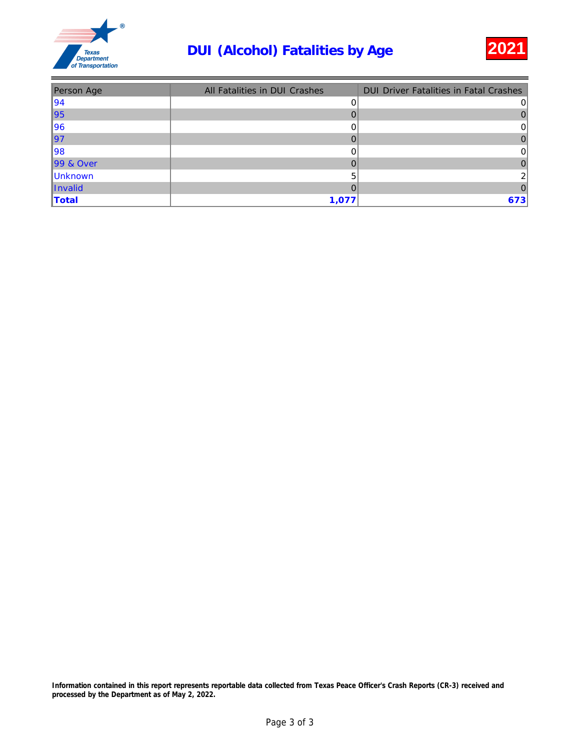# DUI (Alcohol) Fatalities by Age

2021

| Person Age | All Fatalities in DUI Crashes | DUI Driver Fatalities in Fatal Crashes |
|---|---|---|
| 94 | 0 | 0 |
| 95 | 0 | 0 |
| 96 | 0 | 0 |
| 97 | 0 | 0 |
| 98 | 0 | 0 |
| 99 & Over | 0 | 0 |
| Unknown | 5 | 2 |
| Invalid | 0 | 0 |
| **Total** | **1,077** | **673** |

**Information contained in this report represents reportable data collected from Texas Peace Officer's Crash Reports (CR-3) received and processed by the Department as of May 2, 2022.**